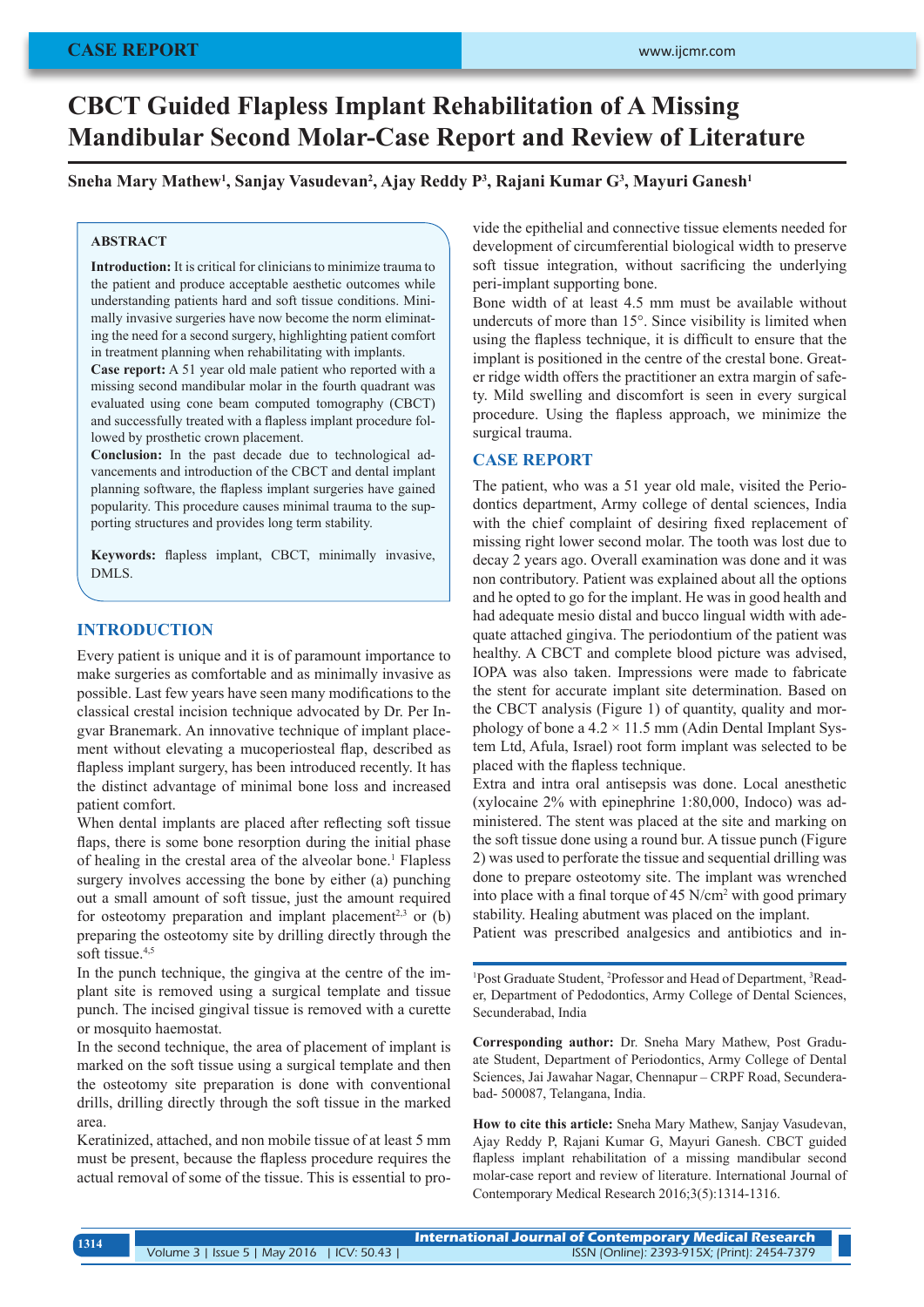# CBCT Guided Flapless Implant Rehabilitation of A Missing Mandibular Second Molar-Case Report and Review of Literature

**Sneha Mary Mathew[1], Sanjay Vasudevan[2], Ajay Reddy P[3], Rajani Kumar G[3], Mayuri Ganesh[1]**

### ABSTRACT

**Introduction:** It is critical for clinicians to minimize trauma to the patient and produce acceptable aesthetic outcomes while understanding patients hard and soft tissue conditions. Minimally invasive surgeries have now become the norm eliminating the need for a second surgery, highlighting patient comfort in treatment planning when rehabilitating with implants.

**Case report:** A 51 year old male patient who reported with a missing second mandibular molar in the fourth quadrant was evaluated using cone beam computed tomography (CBCT) and successfully treated with a flapless implant procedure followed by prosthetic crown placement.

**Conclusion:** In the past decade due to technological advancements and introduction of the CBCT and dental implant planning software, the flapless implant surgeries have gained popularity. This procedure causes minimal trauma to the supporting structures and provides long term stability.

**Keywords:** flapless implant, CBCT, minimally invasive, DMLS.

## INTRODUCTION

Every patient is unique and it is of paramount importance to make surgeries as comfortable and as minimally invasive as possible. Last few years have seen many modifications to the classical crestal incision technique advocated by Dr. Per Ingvar Branemark. An innovative technique of implant placement without elevating a mucoperiosteal flap, described as flapless implant surgery, has been introduced recently. It has the distinct advantage of minimal bone loss and increased patient comfort.

When dental implants are placed after reflecting soft tissue flaps, there is some bone resorption during the initial phase of healing in the crestal area of the alveolar bone.[1] Flapless surgery involves accessing the bone by either (a) punching out a small amount of soft tissue, just the amount required for osteotomy preparation and implant placement[2,3] or (b) preparing the osteotomy site by drilling directly through the soft tissue.[4,5]

In the punch technique, the gingiva at the centre of the implant site is removed using a surgical template and tissue punch. The incised gingival tissue is removed with a curette or mosquito haemostat.

In the second technique, the area of placement of implant is marked on the soft tissue using a surgical template and then the osteotomy site preparation is done with conventional drills, drilling directly through the soft tissue in the marked area.

Keratinized, attached, and non mobile tissue of at least 5 mm must be present, because the flapless procedure requires the actual removal of some of the tissue. This is essential to provide the epithelial and connective tissue elements needed for development of circumferential biological width to preserve soft tissue integration, without sacrificing the underlying peri-implant supporting bone.

Bone width of at least 4.5 mm must be available without undercuts of more than 15°. Since visibility is limited when using the flapless technique, it is difficult to ensure that the implant is positioned in the centre of the crestal bone. Greater ridge width offers the practitioner an extra margin of safety. Mild swelling and discomfort is seen in every surgical procedure. Using the flapless approach, we minimize the surgical trauma.

## CASE REPORT

The patient, who was a 51 year old male, visited the Periodontics department, Army college of dental sciences, India with the chief complaint of desiring fixed replacement of missing right lower second molar. The tooth was lost due to decay 2 years ago. Overall examination was done and it was non contributory. Patient was explained about all the options and he opted to go for the implant. He was in good health and had adequate mesio distal and bucco lingual width with adequate attached gingiva. The periodontium of the patient was healthy. A CBCT and complete blood picture was advised, IOPA was also taken. Impressions were made to fabricate the stent for accurate implant site determination. Based on the CBCT analysis (Figure 1) of quantity, quality and morphology of bone a 4.2 × 11.5 mm (Adin Dental Implant System Ltd, Afula, Israel) root form implant was selected to be placed with the flapless technique.

Extra and intra oral antisepsis was done. Local anesthetic (xylocaine 2% with epinephrine 1:80,000, Indoco) was administered. The stent was placed at the site and marking on the soft tissue done using a round bur. A tissue punch (Figure 2) was used to perforate the tissue and sequential drilling was done to prepare osteotomy site. The implant was wrenched into place with a final torque of 45 N/cm$^2$ with good primary stability. Healing abutment was placed on the implant.

Patient was prescribed analgesics and antibiotics and in-

[1]Post Graduate Student, [2]Professor and Head of Department, [3]Reader, Department of Pedodontics, Army College of Dental Sciences, Secunderabad, India

**Corresponding author:** Dr. Sneha Mary Mathew, Post Graduate Student, Department of Periodontics, Army College of Dental Sciences, Jai Jawahar Nagar, Chennapur – CRPF Road, Secunderabad- 500087, Telangana, India.

**How to cite this article:** Sneha Mary Mathew, Sanjay Vasudevan, Ajay Reddy P, Rajani Kumar G, Mayuri Ganesh. CBCT guided flapless implant rehabilitation of a missing mandibular second molar-case report and review of literature. International Journal of Contemporary Medical Research 2016;3(5):1314-1316.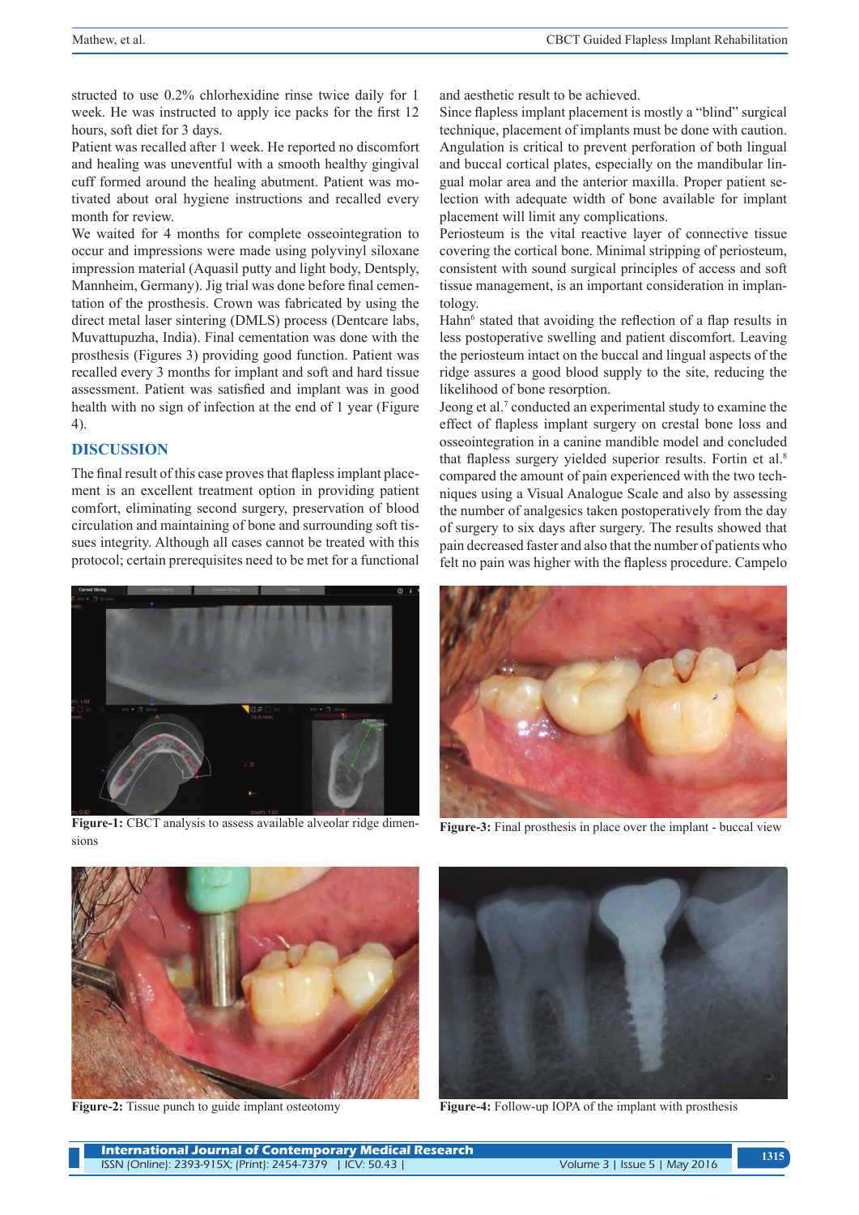structed to use 0.2% chlorhexidine rinse twice daily for 1 week. He was instructed to apply ice packs for the first 12 hours, soft diet for 3 days.

Patient was recalled after 1 week. He reported no discomfort and healing was uneventful with a smooth healthy gingival cuff formed around the healing abutment. Patient was motivated about oral hygiene instructions and recalled every month for review.

We waited for 4 months for complete osseointegration to occur and impressions were made using polyvinyl siloxane impression material (Aquasil putty and light body, Dentsply, Mannheim, Germany). Jig trial was done before final cementation of the prosthesis. Crown was fabricated by using the direct metal laser sintering (DMLS) process (Dentcare labs, Muvattupuzha, India). Final cementation was done with the prosthesis (Figures 3) providing good function. Patient was recalled every 3 months for implant and soft and hard tissue assessment. Patient was satisfied and implant was in good health with no sign of infection at the end of 1 year (Figure 4).

## DISCUSSION

The final result of this case proves that flapless implant placement is an excellent treatment option in providing patient comfort, eliminating second surgery, preservation of blood circulation and maintaining of bone and surrounding soft tissues integrity. Although all cases cannot be treated with this protocol; certain prerequisites need to be met for a functional and aesthetic result to be achieved.

Since flapless implant placement is mostly a "blind" surgical technique, placement of implants must be done with caution. Angulation is critical to prevent perforation of both lingual and buccal cortical plates, especially on the mandibular lingual molar area and the anterior maxilla. Proper patient selection with adequate width of bone available for implant placement will limit any complications.

Periosteum is the vital reactive layer of connective tissue covering the cortical bone. Minimal stripping of periosteum, consistent with sound surgical principles of access and soft tissue management, is an important consideration in implantology.

Hahn[6] stated that avoiding the reflection of a flap results in less postoperative swelling and patient discomfort. Leaving the periosteum intact on the buccal and lingual aspects of the ridge assures a good blood supply to the site, reducing the likelihood of bone resorption.

Jeong et al.[7] conducted an experimental study to examine the effect of flapless implant surgery on crestal bone loss and osseointegration in a canine mandible model and concluded that flapless surgery yielded superior results. Fortin et al.[8] compared the amount of pain experienced with the two techniques using a Visual Analogue Scale and also by assessing the number of analgesics taken postoperatively from the day of surgery to six days after surgery. The results showed that pain decreased faster and also that the number of patients who felt no pain was higher with the flapless procedure. Campelo

**Figure-1:** CBCT analysis to assess available alveolar ridge dimensions

**Figure-3:** Final prosthesis in place over the implant - buccal view

**Figure-2:** Tissue punch to guide implant osteotomy

**Figure-4:** Follow-up IOPA of the implant with prosthesis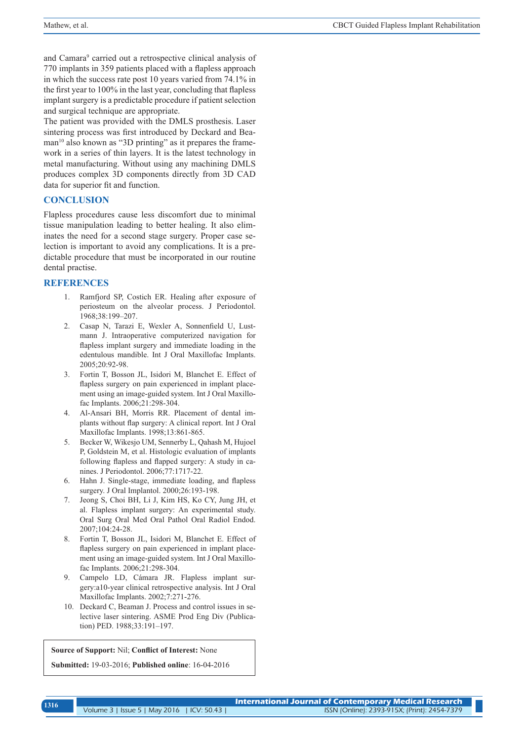and Camara[9] carried out a retrospective clinical analysis of 770 implants in 359 patients placed with a flapless approach in which the success rate post 10 years varied from 74.1% in the first year to 100% in the last year, concluding that flapless implant surgery is a predictable procedure if patient selection and surgical technique are appropriate.

The patient was provided with the DMLS prosthesis. Laser sintering process was first introduced by Deckard and Beaman[10] also known as "3D printing" as it prepares the framework in a series of thin layers. It is the latest technology in metal manufacturing. Without using any machining DMLS produces complex 3D components directly from 3D CAD data for superior fit and function.

## CONCLUSION

Flapless procedures cause less discomfort due to minimal tissue manipulation leading to better healing. It also eliminates the need for a second stage surgery. Proper case selection is important to avoid any complications. It is a predictable procedure that must be incorporated in our routine dental practise.

## REFERENCES

1. Ramfjord SP, Costich ER. Healing after exposure of periosteum on the alveolar process. J Periodontol. 1968;38:199–207.
2. Casap N, Tarazi E, Wexler A, Sonnenfield U, Lustmann J. Intraoperative computerized navigation for flapless implant surgery and immediate loading in the edentulous mandible. Int J Oral Maxillofac Implants. 2005;20:92-98.
3. Fortin T, Bosson JL, Isidori M, Blanchet E. Effect of flapless surgery on pain experienced in implant placement using an image-guided system. Int J Oral Maxillofac Implants. 2006;21:298-304.
4. Al-Ansari BH, Morris RR. Placement of dental implants without flap surgery: A clinical report. Int J Oral Maxillofac Implants. 1998;13:861-865.
5. Becker W, Wikesjo UM, Sennerby L, Qahash M, Hujoel P, Goldstein M, et al. Histologic evaluation of implants following flapless and flapped surgery: A study in canines. J Periodontol. 2006;77:1717-22.
6. Hahn J. Single-stage, immediate loading, and flapless surgery. J Oral Implantol. 2000;26:193-198.
7. Jeong S, Choi BH, Li J, Kim HS, Ko CY, Jung JH, et al. Flapless implant surgery: An experimental study. Oral Surg Oral Med Oral Pathol Oral Radiol Endod. 2007;104:24-28.
8. Fortin T, Bosson JL, Isidori M, Blanchet E. Effect of flapless surgery on pain experienced in implant placement using an image-guided system. Int J Oral Maxillofac Implants. 2006;21:298-304.
9. Campelo LD, Cámara JR. Flapless implant surgery:a10-year clinical retrospective analysis. Int J Oral Maxillofac Implants. 2002;7:271-276.
10. Deckard C, Beaman J. Process and control issues in selective laser sintering. ASME Prod Eng Div (Publication) PED. 1988;33:191–197.

**Source of Support:** Nil; **Conflict of Interest:** None

**Submitted:** 19-03-2016; **Published online**: 16-04-2016